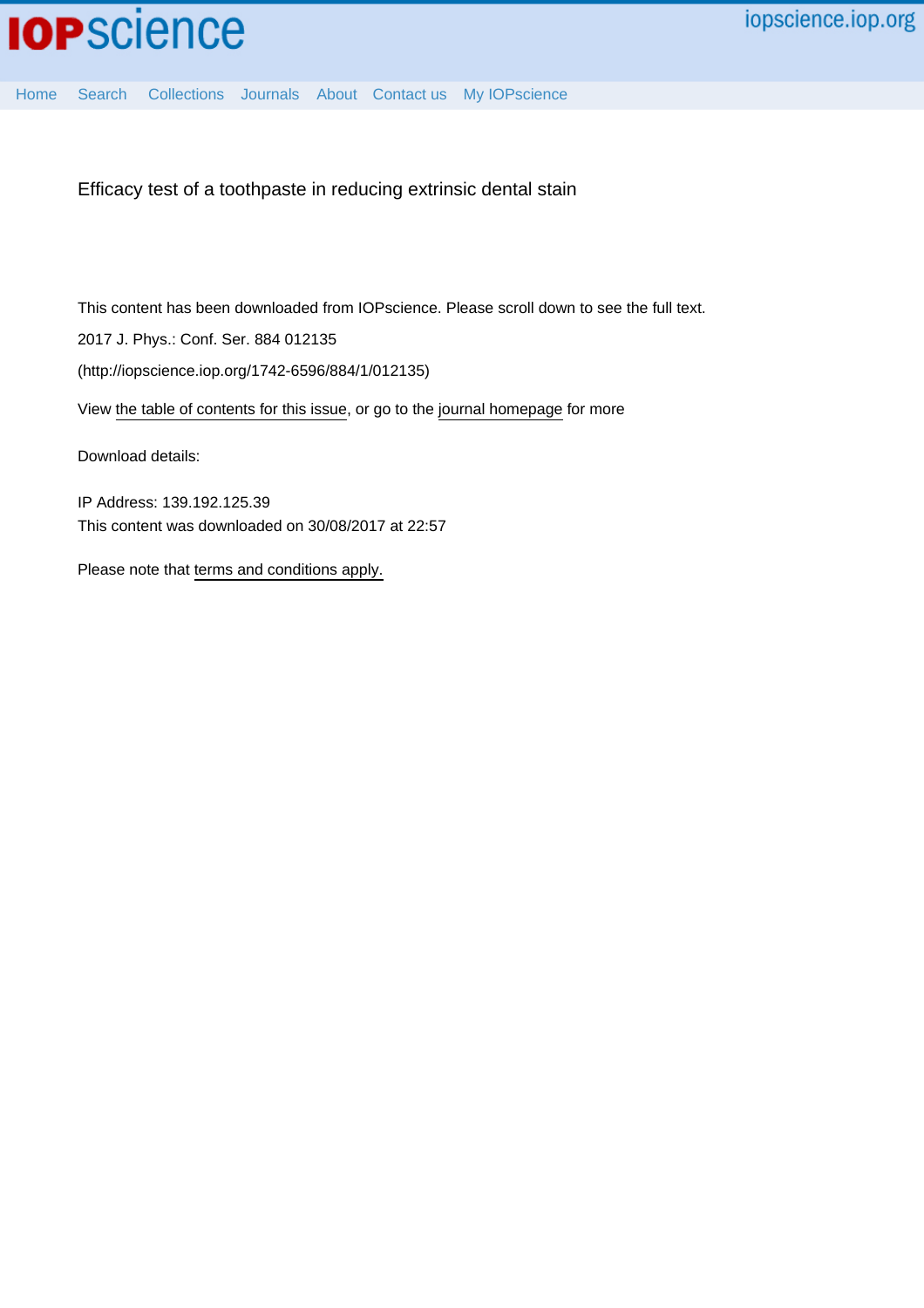Efficacy test of a toothpaste in reducing extrinsic dental stain

This content has been downloaded from IOPscience. Please scroll down to see the full text.

2017 J. Phys.: Conf. Ser. 884 012135

(http://iopscience.iop.org/1742-6596/884/1/012135)

View the table of contents for this issue, or go to the journal homepage for more

Download details:

IP Address: 139.192.125.39

This content was downloaded on 30/08/2017 at 22:57

Please note that terms and conditions apply.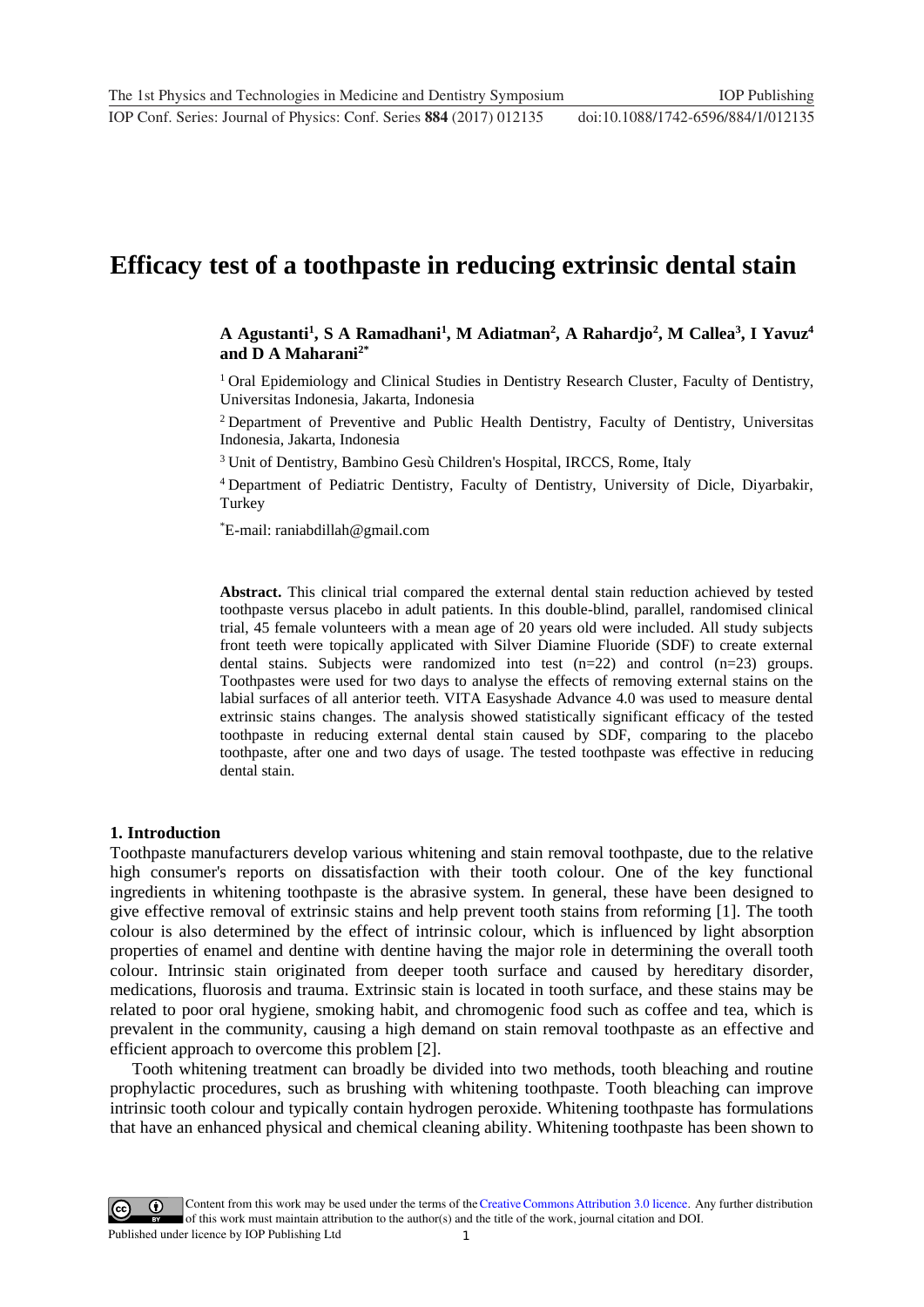# Efficacy test of a toothpaste in reducing extrinsic dental stain

**A Agustanti[1], S A Ramadhani[1], M Adiatman[2], A Rahardjo[2], M Callea[3], I Yavuz[4] and D A Maharani[2*]**

[1] Oral Epidemiology and Clinical Studies in Dentistry Research Cluster, Faculty of Dentistry, Universitas Indonesia, Jakarta, Indonesia

[2] Department of Preventive and Public Health Dentistry, Faculty of Dentistry, Universitas Indonesia, Jakarta, Indonesia

[3] Unit of Dentistry, Bambino Gesù Children's Hospital, IRCCS, Rome, Italy

[4] Department of Pediatric Dentistry, Faculty of Dentistry, University of Dicle, Diyarbakir, Turkey

[*]E-mail: raniabdillah@gmail.com

**Abstract.** This clinical trial compared the external dental stain reduction achieved by tested toothpaste versus placebo in adult patients. In this double-blind, parallel, randomised clinical trial, 45 female volunteers with a mean age of 20 years old were included. All study subjects front teeth were topically applicated with Silver Diamine Fluoride (SDF) to create external dental stains. Subjects were randomized into test (n=22) and control (n=23) groups. Toothpastes were used for two days to analyse the effects of removing external stains on the labial surfaces of all anterior teeth. VITA Easyshade Advance 4.0 was used to measure dental extrinsic stains changes. The analysis showed statistically significant efficacy of the tested toothpaste in reducing external dental stain caused by SDF, comparing to the placebo toothpaste, after one and two days of usage. The tested toothpaste was effective in reducing dental stain.

## 1. Introduction

Toothpaste manufacturers develop various whitening and stain removal toothpaste, due to the relative high consumer's reports on dissatisfaction with their tooth colour. One of the key functional ingredients in whitening toothpaste is the abrasive system. In general, these have been designed to give effective removal of extrinsic stains and help prevent tooth stains from reforming [1]. The tooth colour is also determined by the effect of intrinsic colour, which is influenced by light absorption properties of enamel and dentine with dentine having the major role in determining the overall tooth colour. Intrinsic stain originated from deeper tooth surface and caused by hereditary disorder, medications, fluorosis and trauma. Extrinsic stain is located in tooth surface, and these stains may be related to poor oral hygiene, smoking habit, and chromogenic food such as coffee and tea, which is prevalent in the community, causing a high demand on stain removal toothpaste as an effective and efficient approach to overcome this problem [2].

Tooth whitening treatment can broadly be divided into two methods, tooth bleaching and routine prophylactic procedures, such as brushing with whitening toothpaste. Tooth bleaching can improve intrinsic tooth colour and typically contain hydrogen peroxide. Whitening toothpaste has formulations that have an enhanced physical and chemical cleaning ability. Whitening toothpaste has been shown to

Content from this work may be used under the terms of the Creative Commons Attribution 3.0 licence. Any further distribution of this work must maintain attribution to the author(s) and the title of the work, journal citation and DOI.
Published under licence by IOP Publishing Ltd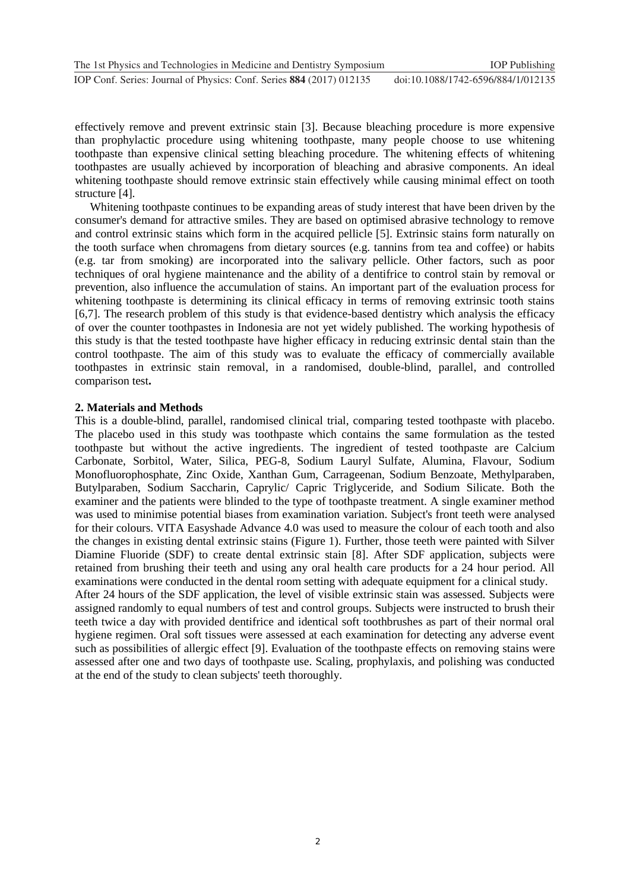effectively remove and prevent extrinsic stain [3]. Because bleaching procedure is more expensive than prophylactic procedure using whitening toothpaste, many people choose to use whitening toothpaste than expensive clinical setting bleaching procedure. The whitening effects of whitening toothpastes are usually achieved by incorporation of bleaching and abrasive components. An ideal whitening toothpaste should remove extrinsic stain effectively while causing minimal effect on tooth structure [4].

Whitening toothpaste continues to be expanding areas of study interest that have been driven by the consumer's demand for attractive smiles. They are based on optimised abrasive technology to remove and control extrinsic stains which form in the acquired pellicle [5]. Extrinsic stains form naturally on the tooth surface when chromagens from dietary sources (e.g. tannins from tea and coffee) or habits (e.g. tar from smoking) are incorporated into the salivary pellicle. Other factors, such as poor techniques of oral hygiene maintenance and the ability of a dentifrice to control stain by removal or prevention, also influence the accumulation of stains. An important part of the evaluation process for whitening toothpaste is determining its clinical efficacy in terms of removing extrinsic tooth stains [6,7]. The research problem of this study is that evidence-based dentistry which analysis the efficacy of over the counter toothpastes in Indonesia are not yet widely published. The working hypothesis of this study is that the tested toothpaste have higher efficacy in reducing extrinsic dental stain than the control toothpaste. The aim of this study was to evaluate the efficacy of commercially available toothpastes in extrinsic stain removal, in a randomised, double-blind, parallel, and controlled comparison test**.**

## 2. Materials and Methods

This is a double-blind, parallel, randomised clinical trial, comparing tested toothpaste with placebo. The placebo used in this study was toothpaste which contains the same formulation as the tested toothpaste but without the active ingredients. The ingredient of tested toothpaste are Calcium Carbonate, Sorbitol, Water, Silica, PEG-8, Sodium Lauryl Sulfate, Alumina, Flavour, Sodium Monofluorophosphate, Zinc Oxide, Xanthan Gum, Carrageenan, Sodium Benzoate, Methylparaben, Butylparaben, Sodium Saccharin, Caprylic/ Capric Triglyceride, and Sodium Silicate. Both the examiner and the patients were blinded to the type of toothpaste treatment. A single examiner method was used to minimise potential biases from examination variation. Subject's front teeth were analysed for their colours. VITA Easyshade Advance 4.0 was used to measure the colour of each tooth and also the changes in existing dental extrinsic stains (Figure 1). Further, those teeth were painted with Silver Diamine Fluoride (SDF) to create dental extrinsic stain [8]. After SDF application, subjects were retained from brushing their teeth and using any oral health care products for a 24 hour period. All examinations were conducted in the dental room setting with adequate equipment for a clinical study.

After 24 hours of the SDF application, the level of visible extrinsic stain was assessed. Subjects were assigned randomly to equal numbers of test and control groups. Subjects were instructed to brush their teeth twice a day with provided dentifrice and identical soft toothbrushes as part of their normal oral hygiene regimen. Oral soft tissues were assessed at each examination for detecting any adverse event such as possibilities of allergic effect [9]. Evaluation of the toothpaste effects on removing stains were assessed after one and two days of toothpaste use. Scaling, prophylaxis, and polishing was conducted at the end of the study to clean subjects' teeth thoroughly.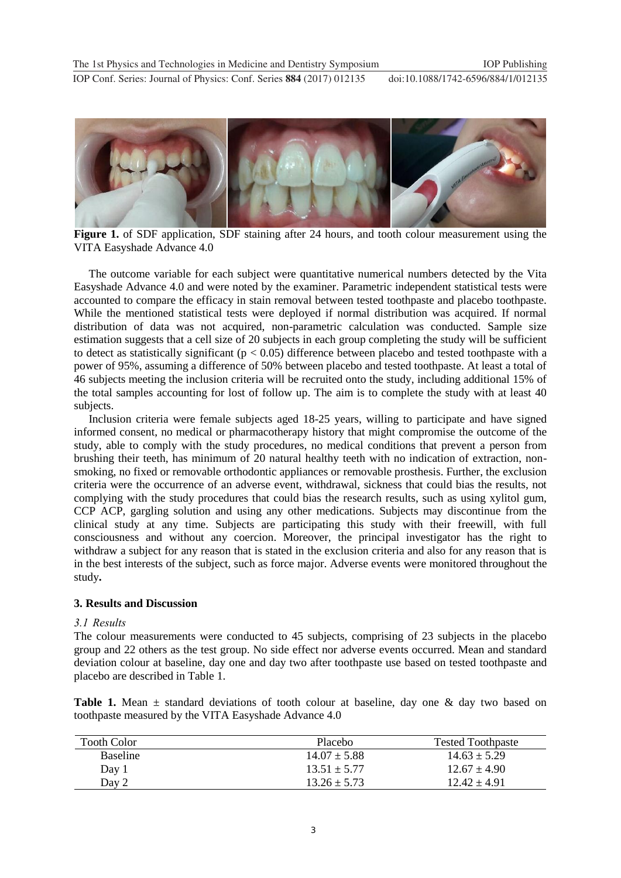**Figure 1.** of SDF application, SDF staining after 24 hours, and tooth colour measurement using the VITA Easyshade Advance 4.0

The outcome variable for each subject were quantitative numerical numbers detected by the Vita Easyshade Advance 4.0 and were noted by the examiner. Parametric independent statistical tests were accounted to compare the efficacy in stain removal between tested toothpaste and placebo toothpaste. While the mentioned statistical tests were deployed if normal distribution was acquired. If normal distribution of data was not acquired, non-parametric calculation was conducted. Sample size estimation suggests that a cell size of 20 subjects in each group completing the study will be sufficient to detect as statistically significant ($p < 0.05$) difference between placebo and tested toothpaste with a power of 95%, assuming a difference of 50% between placebo and tested toothpaste. At least a total of 46 subjects meeting the inclusion criteria will be recruited onto the study, including additional 15% of the total samples accounting for lost of follow up. The aim is to complete the study with at least 40 subjects.

Inclusion criteria were female subjects aged 18-25 years, willing to participate and have signed informed consent, no medical or pharmacotherapy history that might compromise the outcome of the study, able to comply with the study procedures, no medical conditions that prevent a person from brushing their teeth, has minimum of 20 natural healthy teeth with no indication of extraction, non-smoking, no fixed or removable orthodontic appliances or removable prosthesis. Further, the exclusion criteria were the occurrence of an adverse event, withdrawal, sickness that could bias the results, not complying with the study procedures that could bias the research results, such as using xylitol gum, CCP ACP, gargling solution and using any other medications. Subjects may discontinue from the clinical study at any time. Subjects are participating this study with their freewill, with full consciousness and without any coercion. Moreover, the principal investigator has the right to withdraw a subject for any reason that is stated in the exclusion criteria and also for any reason that is in the best interests of the subject, such as force major. Adverse events were monitored throughout the study**.**

## 3. Results and Discussion

### *3.1 Results*

The colour measurements were conducted to 45 subjects, comprising of 23 subjects in the placebo group and 22 others as the test group. No side effect nor adverse events occurred. Mean and standard deviation colour at baseline, day one and day two after toothpaste use based on tested toothpaste and placebo are described in Table 1.

**Table 1.** Mean ± standard deviations of tooth colour at baseline, day one & day two based on toothpaste measured by the VITA Easyshade Advance 4.0

| Tooth Color | Placebo | Tested Toothpaste |
| --- | --- | --- |
| Baseline | 14.07 ± 5.88 | 14.63 ± 5.29 |
| Day 1 | 13.51 ± 5.77 | 12.67 ± 4.90 |
| Day 2 | 13.26 ± 5.73 | 12.42 ± 4.91 |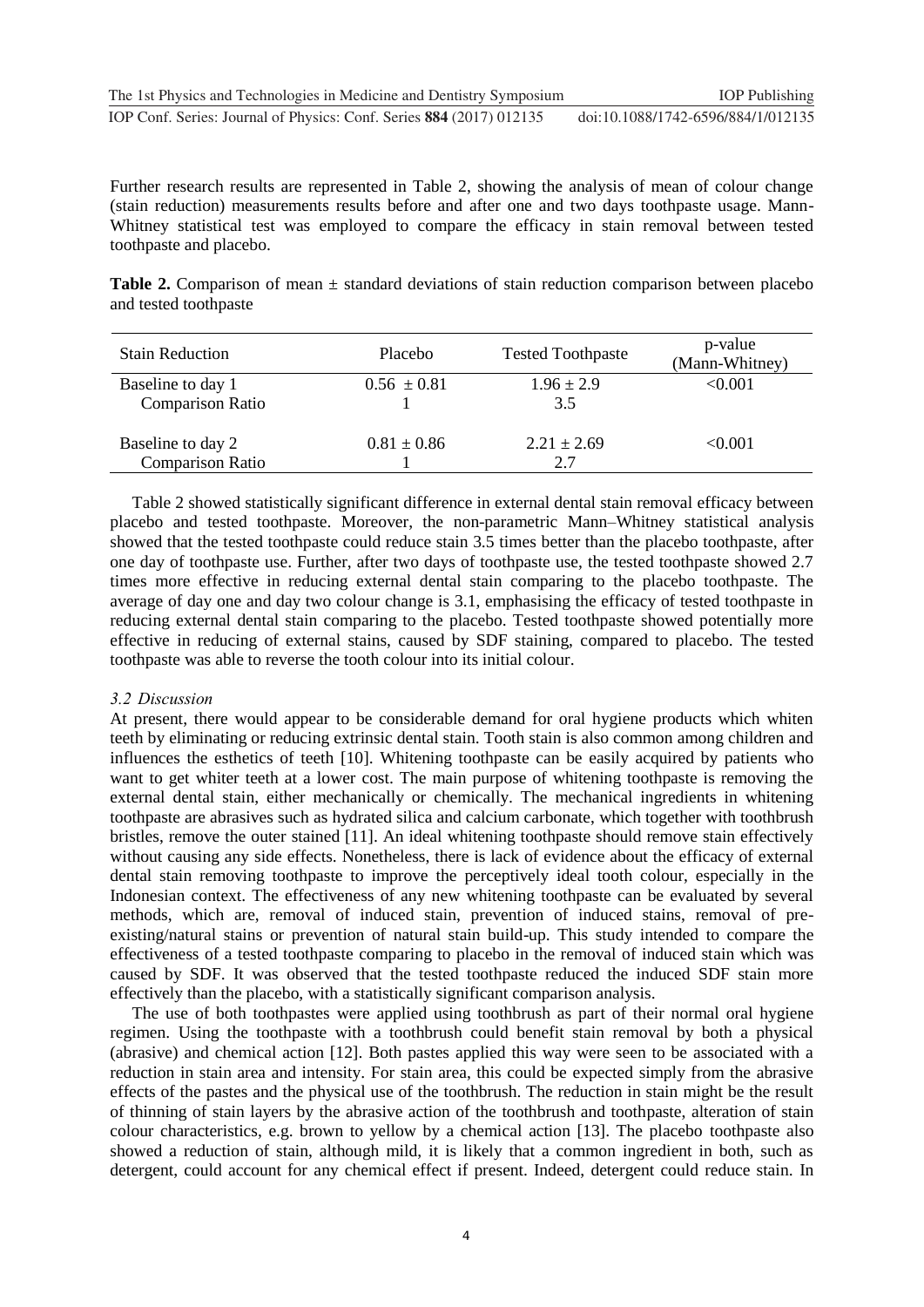Further research results are represented in Table 2, showing the analysis of mean of colour change (stain reduction) measurements results before and after one and two days toothpaste usage. Mann-Whitney statistical test was employed to compare the efficacy in stain removal between tested toothpaste and placebo.

**Table 2.** Comparison of mean ± standard deviations of stain reduction comparison between placebo and tested toothpaste

| Stain Reduction | Placebo | Tested Toothpaste | p-value (Mann-Whitney) |
|---|---|---|---|
| Baseline to day 1 | 0.56 ± 0.81 | 1.96 ± 2.9 | <0.001 |
| Comparison Ratio | 1 | 3.5 | |
| Baseline to day 2 | 0.81 ± 0.86 | 2.21 ± 2.69 | <0.001 |
| Comparison Ratio | 1 | 2.7 | |

Table 2 showed statistically significant difference in external dental stain removal efficacy between placebo and tested toothpaste. Moreover, the non-parametric Mann–Whitney statistical analysis showed that the tested toothpaste could reduce stain 3.5 times better than the placebo toothpaste, after one day of toothpaste use. Further, after two days of toothpaste use, the tested toothpaste showed 2.7 times more effective in reducing external dental stain comparing to the placebo toothpaste. The average of day one and day two colour change is 3.1, emphasising the efficacy of tested toothpaste in reducing external dental stain comparing to the placebo. Tested toothpaste showed potentially more effective in reducing of external stains, caused by SDF staining, compared to placebo. The tested toothpaste was able to reverse the tooth colour into its initial colour.

### *3.2 Discussion*

At present, there would appear to be considerable demand for oral hygiene products which whiten teeth by eliminating or reducing extrinsic dental stain. Tooth stain is also common among children and influences the esthetics of teeth [10]. Whitening toothpaste can be easily acquired by patients who want to get whiter teeth at a lower cost. The main purpose of whitening toothpaste is removing the external dental stain, either mechanically or chemically. The mechanical ingredients in whitening toothpaste are abrasives such as hydrated silica and calcium carbonate, which together with toothbrush bristles, remove the outer stained [11]. An ideal whitening toothpaste should remove stain effectively without causing any side effects. Nonetheless, there is lack of evidence about the efficacy of external dental stain removing toothpaste to improve the perceptively ideal tooth colour, especially in the Indonesian context. The effectiveness of any new whitening toothpaste can be evaluated by several methods, which are, removal of induced stain, prevention of induced stains, removal of pre-existing/natural stains or prevention of natural stain build-up. This study intended to compare the effectiveness of a tested toothpaste comparing to placebo in the removal of induced stain which was caused by SDF. It was observed that the tested toothpaste reduced the induced SDF stain more effectively than the placebo, with a statistically significant comparison analysis.

The use of both toothpastes were applied using toothbrush as part of their normal oral hygiene regimen. Using the toothpaste with a toothbrush could benefit stain removal by both a physical (abrasive) and chemical action [12]. Both pastes applied this way were seen to be associated with a reduction in stain area and intensity. For stain area, this could be expected simply from the abrasive effects of the pastes and the physical use of the toothbrush. The reduction in stain might be the result of thinning of stain layers by the abrasive action of the toothbrush and toothpaste, alteration of stain colour characteristics, e.g. brown to yellow by a chemical action [13]. The placebo toothpaste also showed a reduction of stain, although mild, it is likely that a common ingredient in both, such as detergent, could account for any chemical effect if present. Indeed, detergent could reduce stain. In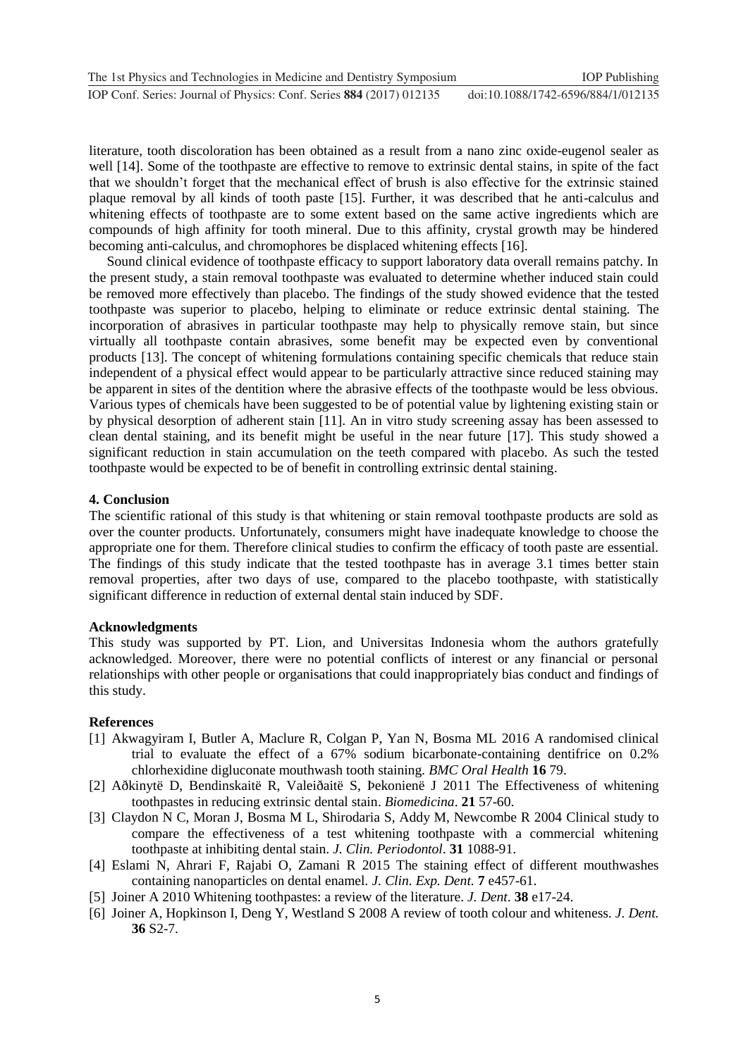literature, tooth discoloration has been obtained as a result from a nano zinc oxide-eugenol sealer as well [14]. Some of the toothpaste are effective to remove to extrinsic dental stains, in spite of the fact that we shouldn't forget that the mechanical effect of brush is also effective for the extrinsic stained plaque removal by all kinds of tooth paste [15]. Further, it was described that he anti-calculus and whitening effects of toothpaste are to some extent based on the same active ingredients which are compounds of high affinity for tooth mineral. Due to this affinity, crystal growth may be hindered becoming anti-calculus, and chromophores be displaced whitening effects [16].

Sound clinical evidence of toothpaste efficacy to support laboratory data overall remains patchy. In the present study, a stain removal toothpaste was evaluated to determine whether induced stain could be removed more effectively than placebo. The findings of the study showed evidence that the tested toothpaste was superior to placebo, helping to eliminate or reduce extrinsic dental staining. The incorporation of abrasives in particular toothpaste may help to physically remove stain, but since virtually all toothpaste contain abrasives, some benefit may be expected even by conventional products [13]. The concept of whitening formulations containing specific chemicals that reduce stain independent of a physical effect would appear to be particularly attractive since reduced staining may be apparent in sites of the dentition where the abrasive effects of the toothpaste would be less obvious. Various types of chemicals have been suggested to be of potential value by lightening existing stain or by physical desorption of adherent stain [11]. An in vitro study screening assay has been assessed to clean dental staining, and its benefit might be useful in the near future [17]. This study showed a significant reduction in stain accumulation on the teeth compared with placebo. As such the tested toothpaste would be expected to be of benefit in controlling extrinsic dental staining.

## 4. Conclusion

The scientific rational of this study is that whitening or stain removal toothpaste products are sold as over the counter products. Unfortunately, consumers might have inadequate knowledge to choose the appropriate one for them. Therefore clinical studies to confirm the efficacy of tooth paste are essential. The findings of this study indicate that the tested toothpaste has in average 3.1 times better stain removal properties, after two days of use, compared to the placebo toothpaste, with statistically significant difference in reduction of external dental stain induced by SDF.

## Acknowledgments

This study was supported by PT. Lion, and Universitas Indonesia whom the authors gratefully acknowledged. Moreover, there were no potential conflicts of interest or any financial or personal relationships with other people or organisations that could inappropriately bias conduct and findings of this study.

## References

- [1] Akwagyiram I, Butler A, Maclure R, Colgan P, Yan N, Bosma ML 2016 A randomised clinical trial to evaluate the effect of a 67% sodium bicarbonate-containing dentifrice on 0.2% chlorhexidine digluconate mouthwash tooth staining. *BMC Oral Health* **16** 79.
- [2] Aðkinytë D, Bendinskaitë R, Valeiðaitë S, Þekonienë J 2011 The Effectiveness of whitening toothpastes in reducing extrinsic dental stain. *Biomedicina*. **21** 57-60.
- [3] Claydon N C, Moran J, Bosma M L, Shirodaria S, Addy M, Newcombe R 2004 Clinical study to compare the effectiveness of a test whitening toothpaste with a commercial whitening toothpaste at inhibiting dental stain. *J. Clin. Periodontol*. **31** 1088-91.
- [4] Eslami N, Ahrari F, Rajabi O, Zamani R 2015 The staining effect of different mouthwashes containing nanoparticles on dental enamel. *J. Clin. Exp. Dent.* **7** e457-61.
- [5] Joiner A 2010 Whitening toothpastes: a review of the literature. *J. Dent*. **38** e17-24.
- [6] Joiner A, Hopkinson I, Deng Y, Westland S 2008 A review of tooth colour and whiteness. *J. Dent.* **36** S2-7.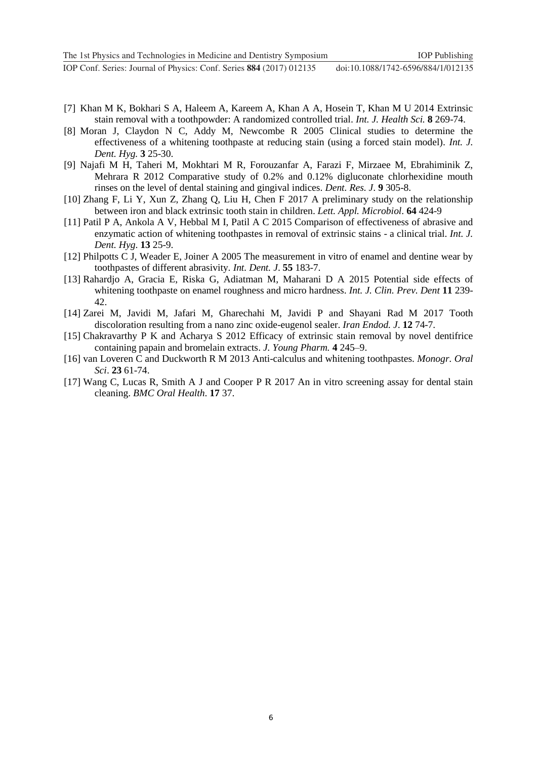[7] Khan M K, Bokhari S A, Haleem A, Kareem A, Khan A A, Hosein T, Khan M U 2014 Extrinsic stain removal with a toothpowder: A randomized controlled trial. *Int. J. Health Sci.* **8** 269-74.

[8] Moran J, Claydon N C, Addy M, Newcombe R 2005 Clinical studies to determine the effectiveness of a whitening toothpaste at reducing stain (using a forced stain model). *Int. J. Dent. Hyg.* **3** 25-30.

[9] Najafi M H, Taheri M, Mokhtari M R, Forouzanfar A, Farazi F, Mirzaee M, Ebrahiminik Z, Mehrara R 2012 Comparative study of 0.2% and 0.12% digluconate chlorhexidine mouth rinses on the level of dental staining and gingival indices. *Dent. Res. J.* **9** 305-8.

[10] Zhang F, Li Y, Xun Z, Zhang Q, Liu H, Chen F 2017 A preliminary study on the relationship between iron and black extrinsic tooth stain in children. *Lett. Appl. Microbiol.* **64** 424-9

[11] Patil P A, Ankola A V, Hebbal M I, Patil A C 2015 Comparison of effectiveness of abrasive and enzymatic action of whitening toothpastes in removal of extrinsic stains - a clinical trial. *Int. J. Dent. Hyg.* **13** 25-9.

[12] Philpotts C J, Weader E, Joiner A 2005 The measurement in vitro of enamel and dentine wear by toothpastes of different abrasivity. *Int. Dent. J.* **55** 183-7.

[13] Rahardjo A, Gracia E, Riska G, Adiatman M, Maharani D A 2015 Potential side effects of whitening toothpaste on enamel roughness and micro hardness. *Int. J. Clin. Prev. Dent* **11** 239-42.

[14] Zarei M, Javidi M, Jafari M, Gharechahi M, Javidi P and Shayani Rad M 2017 Tooth discoloration resulting from a nano zinc oxide-eugenol sealer. *Iran Endod. J.* **12** 74-7.

[15] Chakravarthy P K and Acharya S 2012 Efficacy of extrinsic stain removal by novel dentifrice containing papain and bromelain extracts. *J. Young Pharm.* **4** 245–9.

[16] van Loveren C and Duckworth R M 2013 Anti-calculus and whitening toothpastes. *Monogr. Oral Sci.* **23** 61-74.

[17] Wang C, Lucas R, Smith A J and Cooper P R 2017 An in vitro screening assay for dental stain cleaning. *BMC Oral Health.* **17** 37.